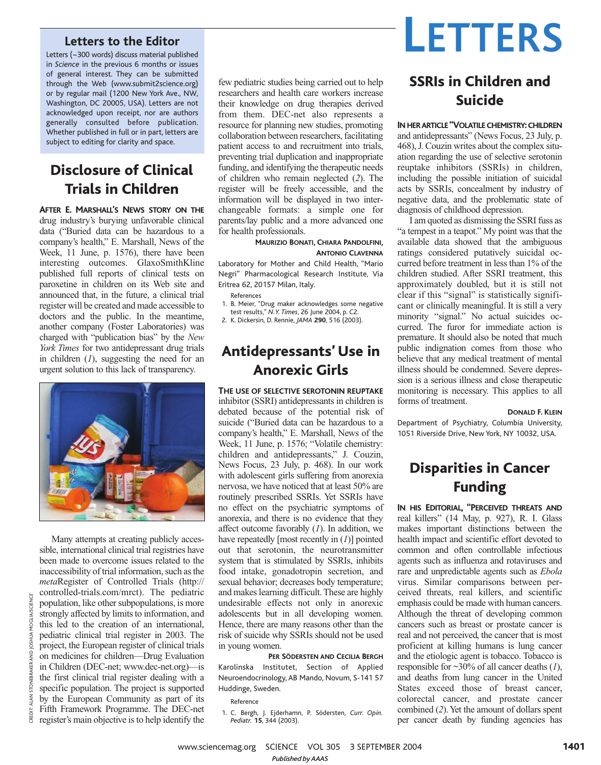# LETTERS

## Letters to the Editor

Letters (~300 words) discuss material published in *Science* in the previous 6 months or issues of general interest. They can be submitted through the Web (www.submit2science.org) or by regular mail (1200 New York Ave., NW, Washington, DC 20005, USA). Letters are not acknowledged upon receipt, nor are authors generally consulted before publication. Whether published in full or in part, letters are subject to editing for clarity and space.

## Disclosure of Clinical Trials in Children

**AFTER E. MARSHALL'S NEWS STORY ON THE** drug industry's burying unfavorable clinical data ("Buried data can be hazardous to a company's health," E. Marshall, News of the Week, 11 June, p. 1576), there have been interesting outcomes. GlaxoSmithKline published full reports of clinical tests on paroxetine in children on its Web site and announced that, in the future, a clinical trial register will be created and made accessible to doctors and the public. In the meantime, another company (Foster Laboratories) was charged with "publication bias" by the *New York Times* for two antidepressant drug trials in children (*1*), suggesting the need for an urgent solution to this lack of transparency.

CREDIT: ALAN STONEBRAKER AND JOSHUA MOGLIA/SCIENCE

Many attempts at creating publicly accessible, international clinical trial registries have been made to overcome issues related to the inaccessibility of trial information, such as the *meta*Register of Controlled Trials (http://controlled-trials.com/mrct). The pediatric population, like other subpopulations, is more strongly affected by limits to information, and this led to the creation of an international, pediatric clinical trial register in 2003. The project, the European register of clinical trials on medicines for children—Drug Evaluation in Children (DEC-net; www.dec-net.org)—is the first clinical trial register dealing with a specific population. The project is supported by the European Community as part of its Fifth Framework Programme. The DEC-net register's main objective is to help identify the few pediatric studies being carried out to help researchers and health care workers increase their knowledge on drug therapies derived from them. DEC-net also represents a resource for planning new studies, promoting collaboration between researchers, facilitating patient access to and recruitment into trials, preventing trial duplication and inappropriate funding, and identifying the therapeutic needs of children who remain neglected (*2*). The register will be freely accessible, and the information will be displayed in two interchangeable formats: a simple one for parents/lay public and a more advanced one for health professionals.

**MAURIZIO BONATI, CHIARA PANDOLFINI, ANTONIO CLAVENNA**

Laboratory for Mother and Child Health, "Mario Negri" Pharmacological Research Institute, Via Eritrea 62, 20157 Milan, Italy.

References

1. B. Meier, "Drug maker acknowledges some negative test results," *N. Y. Times*, 26 June 2004, p. C2.
2. K. Dickersin, D. Rennie, *JAMA* **290**, 516 (2003).

## Antidepressants' Use in Anorexic Girls

**THE USE OF SELECTIVE SEROTONIN REUPTAKE** inhibitor (SSRI) antidepressants in children is debated because of the potential risk of suicide ("Buried data can be hazardous to a company's health," E. Marshall, News of the Week, 11 June, p. 1576; "Volatile chemistry: children and antidepressants," J. Couzin, News Focus, 23 July, p. 468). In our work with adolescent girls suffering from anorexia nervosa, we have noticed that at least 50% are routinely prescribed SSRIs. Yet SSRIs have no effect on the psychiatric symptoms of anorexia, and there is no evidence that they affect outcome favorably (*1*). In addition, we have repeatedly [most recently in (*1*)] pointed out that serotonin, the neurotransmitter system that is stimulated by SSRIs, inhibits food intake, gonadotropin secretion, and sexual behavior; decreases body temperature; and makes learning difficult. These are highly undesirable effects not only in anorexic adolescents but in all developing women. Hence, there are many reasons other than the risk of suicide why SSRIs should not be used in young women.

**PER SÖDERSTEN AND CECILIA BERGH**

Karolinska Institutet, Section of Applied Neuroendocrinology, AB Mando, Novum, S-141 57 Huddinge, Sweden.

Reference

1. C. Bergh, J. Ejderhamn, P. Södersten, *Curr. Opin. Pediatr.* **15**, 344 (2003).

## SSRIs in Children and Suicide

**IN HER ARTICLE "VOLATILE CHEMISTRY: CHILDREN** and antidepressants" (News Focus, 23 July, p. 468), J. Couzin writes about the complex situation regarding the use of selective serotonin reuptake inhibitors (SSRIs) in children, including the possible initiation of suicidal acts by SSRIs, concealment by industry of negative data, and the problematic state of diagnosis of childhood depression.

I am quoted as dismissing the SSRI fuss as "a tempest in a teapot." My point was that the available data showed that the ambiguous ratings considered putatively suicidal occurred before treatment in less than 1% of the children studied. After SSRI treatment, this approximately doubled, but it is still not clear if this "signal" is statistically significant or clinically meaningful. It is still a very minority "signal." No actual suicides occurred. The furor for immediate action is premature. It should also be noted that much public indignation comes from those who believe that any medical treatment of mental illness should be condemned. Severe depression is a serious illness and close therapeutic monitoring is necessary. This applies to all forms of treatment.

**DONALD F. KLEIN**

Department of Psychiatry, Columbia University, 1051 Riverside Drive, New York, NY 10032, USA.

## Disparities in Cancer Funding

**IN HIS EDITORIAL, "PERCEIVED THREATS AND** real killers" (14 May, p. 927), R. I. Glass makes important distinctions between the health impact and scientific effort devoted to common and often controllable infectious agents such as influenza and rotaviruses and rare and unpredictable agents such as *Ebola* virus. Similar comparisons between perceived threats, real killers, and scientific emphasis could be made with human cancers. Although the threat of developing common cancers such as breast or prostate cancer is real and not perceived, the cancer that is most proficient at killing humans is lung cancer and the etiologic agent is tobacco. Tobacco is responsible for ~30% of all cancer deaths (*1*), and deaths from lung cancer in the United States exceed those of breast cancer, colorectal cancer, and prostate cancer combined (*2*). Yet the amount of dollars spent per cancer death by funding agencies has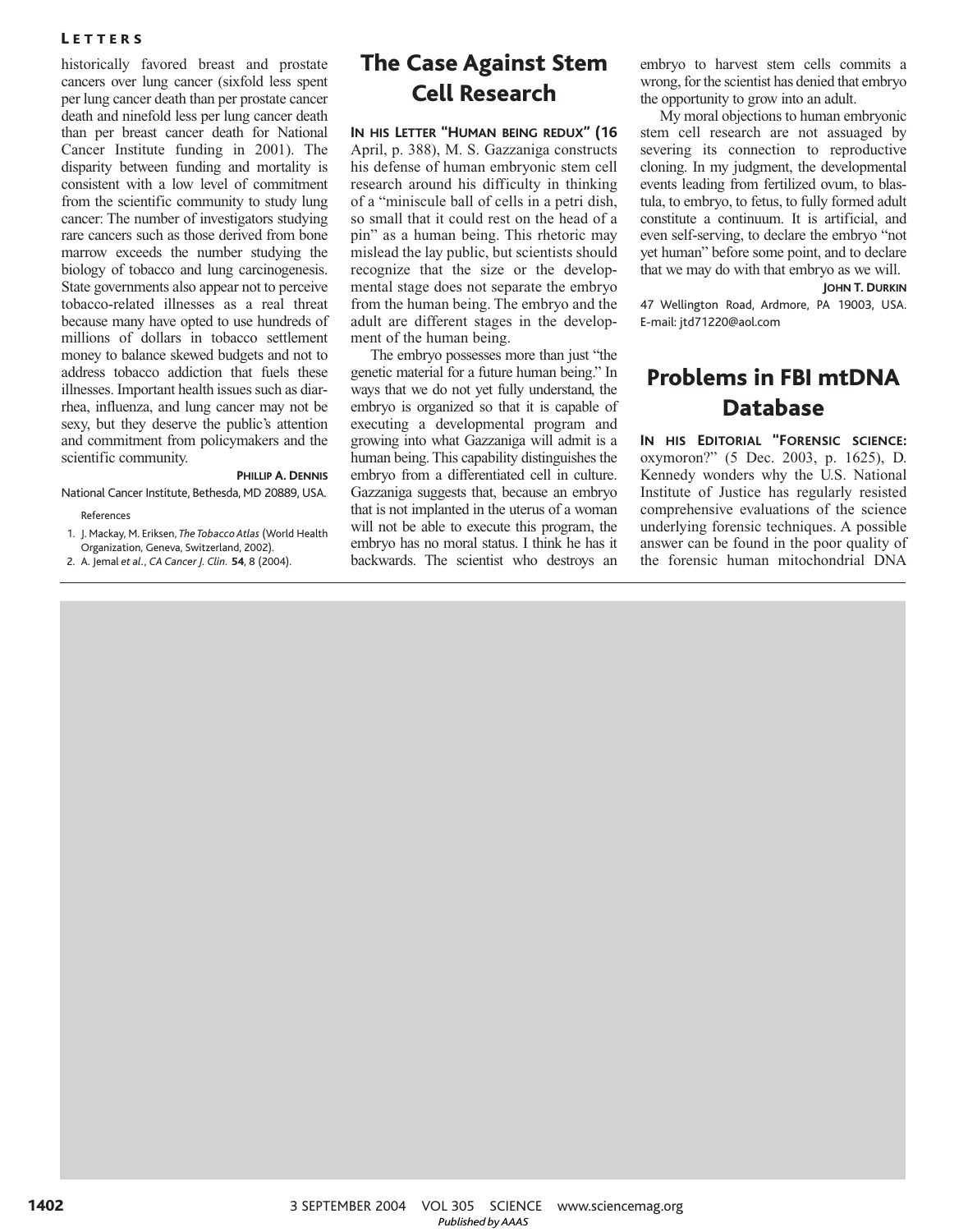historically favored breast and prostate cancers over lung cancer (sixfold less spent per lung cancer death than per prostate cancer death and ninefold less per lung cancer death than per breast cancer death for National Cancer Institute funding in 2001). The disparity between funding and mortality is consistent with a low level of commitment from the scientific community to study lung cancer: The number of investigators studying rare cancers such as those derived from bone marrow exceeds the number studying the biology of tobacco and lung carcinogenesis. State governments also appear not to perceive tobacco-related illnesses as a real threat because many have opted to use hundreds of millions of dollars in tobacco settlement money to balance skewed budgets and not to address tobacco addiction that fuels these illnesses. Important health issues such as diarrhea, influenza, and lung cancer may not be sexy, but they deserve the public's attention and commitment from policymakers and the scientific community.

**PHILLIP A. DENNIS**

National Cancer Institute, Bethesda, MD 20889, USA.

References

1. J. Mackay, M. Eriksen, *The Tobacco Atlas* (World Health Organization, Geneva, Switzerland, 2002).
2. A. Jemal *et al.*, *CA Cancer J. Clin.* **54**, 8 (2004).

## The Case Against Stem Cell Research

**IN HIS LETTER "HUMAN BEING REDUX" (16** April, p. 388), M. S. Gazzaniga constructs his defense of human embryonic stem cell research around his difficulty in thinking of a "miniscule ball of cells in a petri dish, so small that it could rest on the head of a pin" as a human being. This rhetoric may mislead the lay public, but scientists should recognize that the size or the developmental stage does not separate the embryo from the human being. The embryo and the adult are different stages in the development of the human being.

The embryo possesses more than just "the genetic material for a future human being." In ways that we do not yet fully understand, the embryo is organized so that it is capable of executing a developmental program and growing into what Gazzaniga will admit is a human being. This capability distinguishes the embryo from a differentiated cell in culture. Gazzaniga suggests that, because an embryo that is not implanted in the uterus of a woman will not be able to execute this program, the embryo has no moral status. I think he has it backwards. The scientist who destroys an embryo to harvest stem cells commits a wrong, for the scientist has denied that embryo the opportunity to grow into an adult.

My moral objections to human embryonic stem cell research are not assuaged by severing its connection to reproductive cloning. In my judgment, the developmental events leading from fertilized ovum, to blastula, to embryo, to fetus, to fully formed adult constitute a continuum. It is artificial, and even self-serving, to declare the embryo "not yet human" before some point, and to declare that we may do with that embryo as we will.

**JOHN T. DURKIN**

47 Wellington Road, Ardmore, PA 19003, USA. E-mail: jtd71220@aol.com

## Problems in FBI mtDNA Database

**IN HIS EDITORIAL "FORENSIC SCIENCE:** oxymoron?" (5 Dec. 2003, p. 1625), D. Kennedy wonders why the U.S. National Institute of Justice has regularly resisted comprehensive evaluations of the science underlying forensic techniques. A possible answer can be found in the poor quality of the forensic human mitochondrial DNA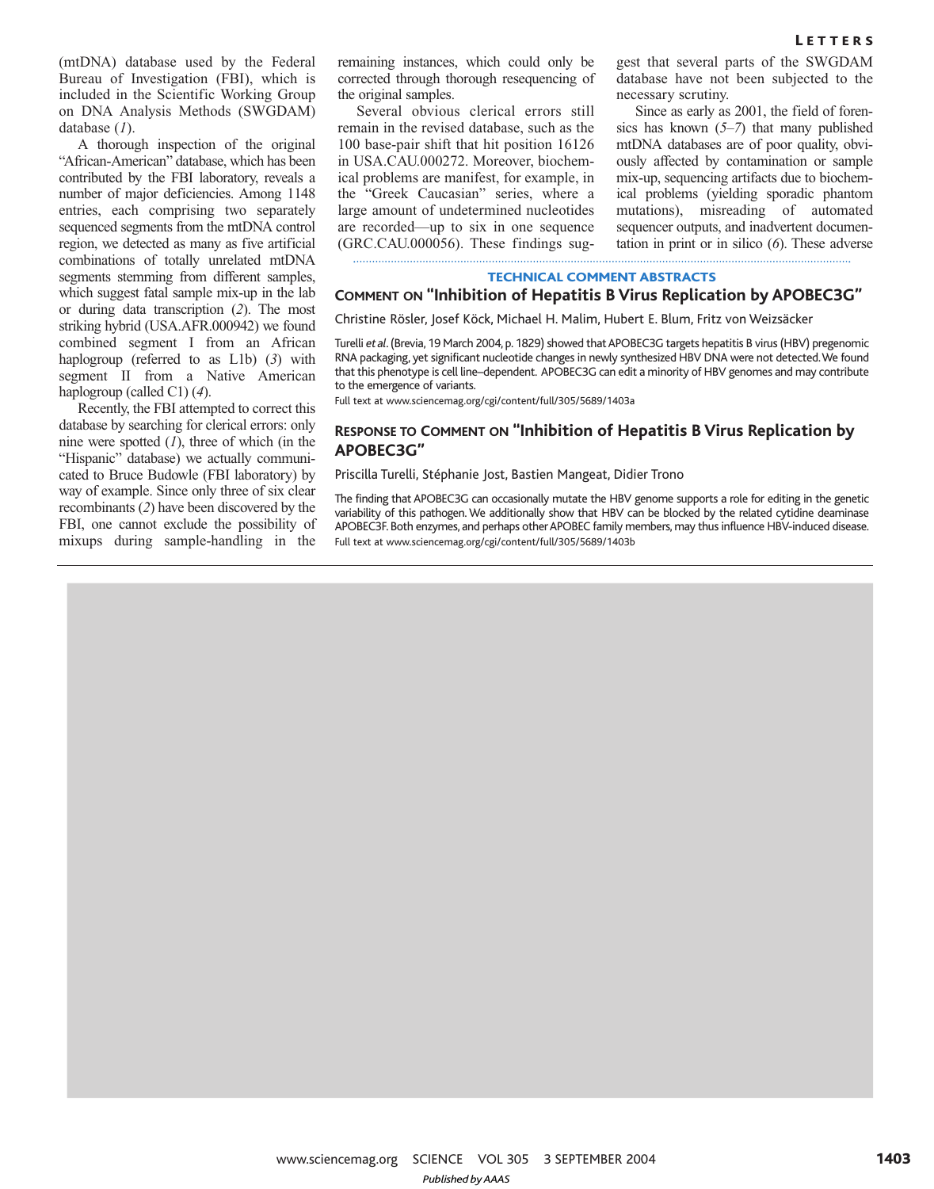(mtDNA) database used by the Federal Bureau of Investigation (FBI), which is included in the Scientific Working Group on DNA Analysis Methods (SWGDAM) database (*1*).

A thorough inspection of the original "African-American" database, which has been contributed by the FBI laboratory, reveals a number of major deficiencies. Among 1148 entries, each comprising two separately sequenced segments from the mtDNA control region, we detected as many as five artificial combinations of totally unrelated mtDNA segments stemming from different samples, which suggest fatal sample mix-up in the lab or during data transcription (*2*). The most striking hybrid (USA.AFR.000942) we found combined segment I from an African haplogroup (referred to as L1b) (*3*) with segment II from a Native American haplogroup (called C1) (*4*).

Recently, the FBI attempted to correct this database by searching for clerical errors: only nine were spotted (*1*), three of which (in the "Hispanic" database) we actually communicated to Bruce Budowle (FBI laboratory) by way of example. Since only three of six clear recombinants (*2*) have been discovered by the FBI, one cannot exclude the possibility of mixups during sample-handling in the remaining instances, which could only be corrected through thorough resequencing of the original samples.

Several obvious clerical errors still remain in the revised database, such as the 100 base-pair shift that hit position 16126 in USA.CAU.000272. Moreover, biochemical problems are manifest, for example, in the "Greek Caucasian" series, where a large amount of undetermined nucleotides are recorded—up to six in one sequence (GRC.CAU.000056). These findings suggest that several parts of the SWGDAM database have not been subjected to the necessary scrutiny.

Since as early as 2001, the field of forensics has known (*5*–*7*) that many published mtDNA databases are of poor quality, obviously affected by contamination or sample mix-up, sequencing artifacts due to biochemical problems (yielding sporadic phantom mutations), misreading of automated sequencer outputs, and inadvertent documentation in print or in silico (*6*). These adverse

## TECHNICAL COMMENT ABSTRACTS

### COMMENT ON "Inhibition of Hepatitis B Virus Replication by APOBEC3G"

Christine Rösler, Josef Köck, Michael H. Malim, Hubert E. Blum, Fritz von Weizsäcker

Turelli *et al*. (Brevia, 19 March 2004, p. 1829) showed that APOBEC3G targets hepatitis B virus (HBV) pregenomic RNA packaging, yet significant nucleotide changes in newly synthesized HBV DNA were not detected. We found that this phenotype is cell line–dependent. APOBEC3G can edit a minority of HBV genomes and may contribute to the emergence of variants.

Full text at www.sciencemag.org/cgi/content/full/305/5689/1403a

### RESPONSE TO COMMENT ON "Inhibition of Hepatitis B Virus Replication by APOBEC3G"

Priscilla Turelli, Stéphanie Jost, Bastien Mangeat, Didier Trono

The finding that APOBEC3G can occasionally mutate the HBV genome supports a role for editing in the genetic variability of this pathogen. We additionally show that HBV can be blocked by the related cytidine deaminase APOBEC3F. Both enzymes, and perhaps other APOBEC family members, may thus influence HBV-induced disease.

Full text at www.sciencemag.org/cgi/content/full/305/5689/1403b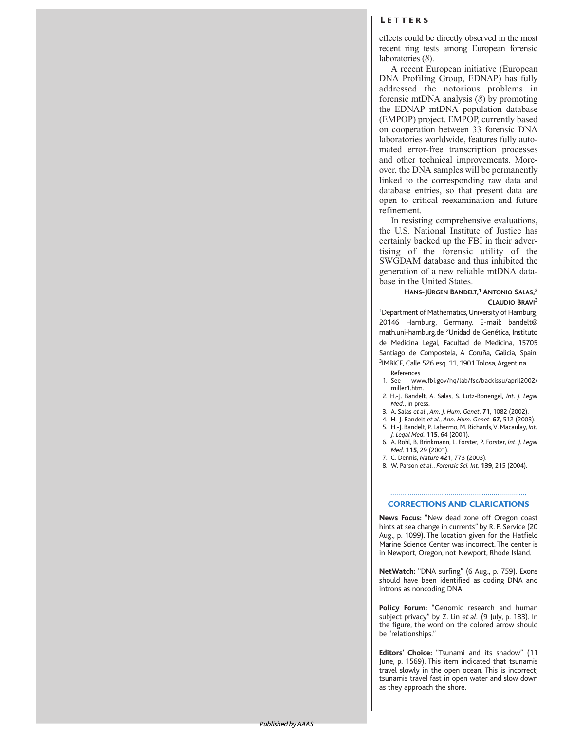effects could be directly observed in the most recent ring tests among European forensic laboratories (*8*).

A recent European initiative (European DNA Profiling Group, EDNAP) has fully addressed the notorious problems in forensic mtDNA analysis (*8*) by promoting the EDNAP mtDNA population database (EMPOP) project. EMPOP, currently based on cooperation between 33 forensic DNA laboratories worldwide, features fully automated error-free transcription processes and other technical improvements. Moreover, the DNA samples will be permanently linked to the corresponding raw data and database entries, so that present data are open to critical reexamination and future refinement.

In resisting comprehensive evaluations, the U.S. National Institute of Justice has certainly backed up the FBI in their advertising of the forensic utility of the SWGDAM database and thus inhibited the generation of a new reliable mtDNA database in the United States.

**HANS-JÜRGEN BANDELT,[1] ANTONIO SALAS,[2] CLAUDIO BRAVI[3]**

[1]Department of Mathematics, University of Hamburg, 20146 Hamburg, Germany. E-mail: bandelt@math.uni-hamburg.de [2]Unidad de Genética, Instituto de Medicina Legal, Facultad de Medicina, 15705 Santiago de Compostela, A Coruña, Galicia, Spain. [3]IMBICE, Calle 526 esq. 11, 1901 Tolosa, Argentina.

References

1. See www.fbi.gov/hq/lab/fsc/backissu/april2002/miller1.htm.
2. H.-J. Bandelt, A. Salas, S. Lutz-Bonengel, *Int. J. Legal Med.*, in press.
3. A. Salas *et al.*, *Am. J. Hum. Genet.* **71**, 1082 (2002).
4. H.-J. Bandelt *et al.*, *Ann. Hum. Genet.* **67**, 512 (2003).
5. H.-J. Bandelt, P. Lahermo, M. Richards, V. Macaulay, *Int. J. Legal Med.* **115**, 64 (2001).
6. A. Röhl, B. Brinkmann, L. Forster, P. Forster, *Int. J. Legal Med.* **115**, 29 (2001).
7. C. Dennis, *Nature* **421**, 773 (2003).
8. W. Parson *et al.*, *Forensic Sci. Int.* **139**, 215 (2004).

## CORRECTIONS AND CLARICATIONS

**News Focus:** "New dead zone off Oregon coast hints at sea change in currents" by R. F. Service (20 Aug., p. 1099). The location given for the Hatfield Marine Science Center was incorrect. The center is in Newport, Oregon, not Newport, Rhode Island.

**NetWatch:** "DNA surfing" (6 Aug., p. 759). Exons should have been identified as coding DNA and introns as noncoding DNA.

**Policy Forum:** "Genomic research and human subject privacy" by Z. Lin *et al.* (9 July, p. 183). In the figure, the word on the colored arrow should be "relationships."

**Editors' Choice:** "Tsunami and its shadow" (11 June, p. 1569). This item indicated that tsunamis travel slowly in the open ocean. This is incorrect; tsunamis travel fast in open water and slow down as they approach the shore.